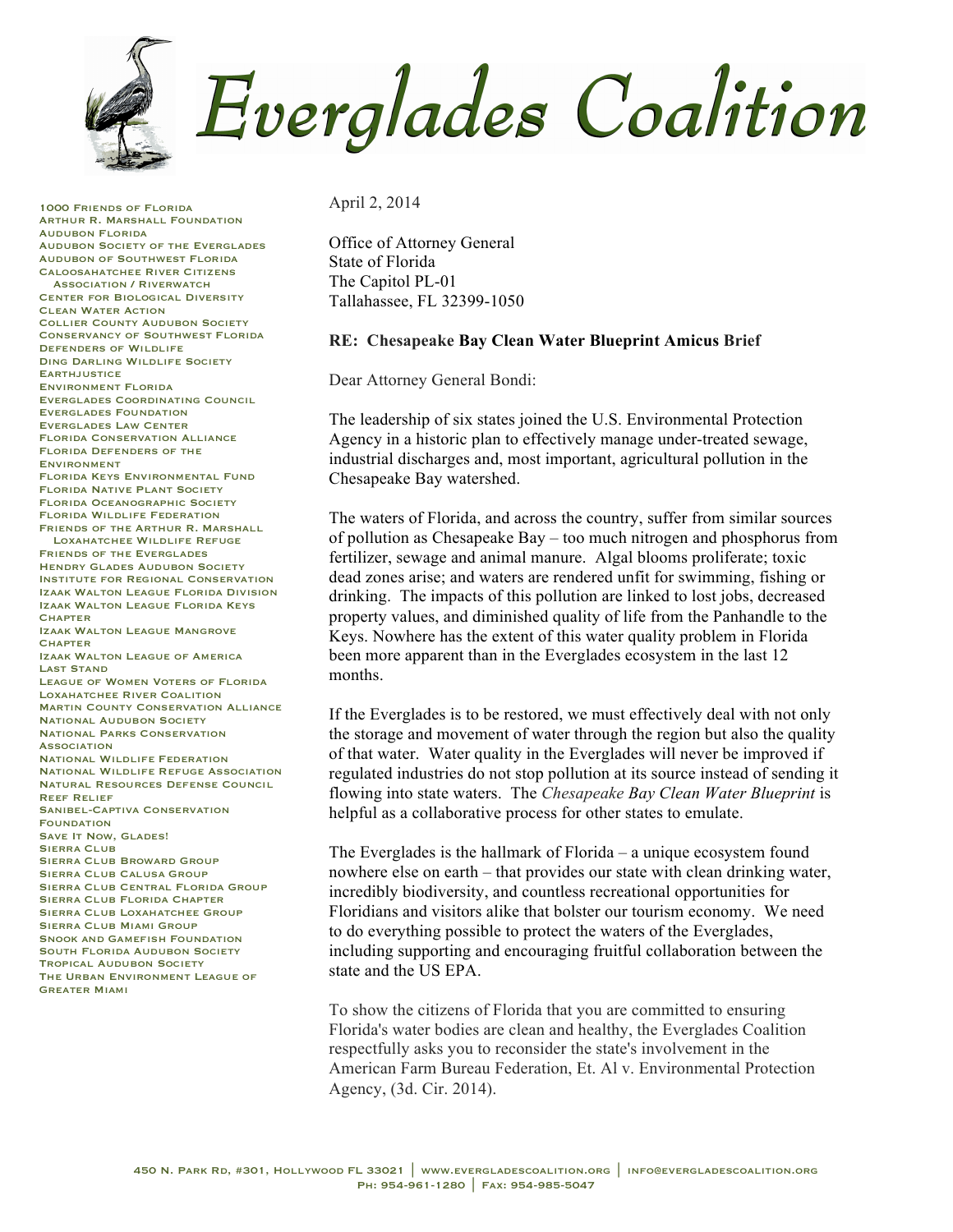# Everglades Coalition

1000 Friends of Florida
Arthur R. Marshall Foundation
Audubon Florida
Audubon Society of the Everglades
Audubon of Southwest Florida
Caloosahatchee River Citizens Association / Riverwatch
Center for Biological Diversity
Clean Water Action
Collier County Audubon Society
Conservancy of Southwest Florida
Defenders of Wildlife
Ding Darling Wildlife Society
Earthjustice
Environment Florida
Everglades Coordinating Council
Everglades Foundation
Everglades Law Center
Florida Conservation Alliance
Florida Defenders of the Environment
Florida Keys Environmental Fund
Florida Native Plant Society
Florida Oceanographic Society
Florida Wildlife Federation
Friends of the Arthur R. Marshall Loxahatchee Wildlife Refuge
Friends of the Everglades
Hendry Glades Audubon Society
Institute for Regional Conservation
Izaak Walton League Florida Division
Izaak Walton League Florida Keys Chapter
Izaak Walton League Mangrove Chapter
Izaak Walton League of America
Last Stand
League of Women Voters of Florida
Loxahatchee River Coalition
Martin County Conservation Alliance
National Audubon Society
National Parks Conservation Association
National Wildlife Federation
National Wildlife Refuge Association
Natural Resources Defense Council
Reef Relief
Sanibel-Captiva Conservation Foundation
Save It Now, Glades!
Sierra Club
Sierra Club Broward Group
Sierra Club Calusa Group
Sierra Club Central Florida Group
Sierra Club Florida Chapter
Sierra Club Loxahatchee Group
Sierra Club Miami Group
Snook and Gamefish Foundation
South Florida Audubon Society
Tropical Audubon Society
The Urban Environment League of Greater Miami

April 2, 2014

Office of Attorney General
State of Florida
The Capitol PL-01
Tallahassee, FL 32399-1050

**RE: Chesapeake Bay Clean Water Blueprint Amicus Brief**

Dear Attorney General Bondi:

The leadership of six states joined the U.S. Environmental Protection Agency in a historic plan to effectively manage under-treated sewage, industrial discharges and, most important, agricultural pollution in the Chesapeake Bay watershed.

The waters of Florida, and across the country, suffer from similar sources of pollution as Chesapeake Bay – too much nitrogen and phosphorus from fertilizer, sewage and animal manure. Algal blooms proliferate; toxic dead zones arise; and waters are rendered unfit for swimming, fishing or drinking. The impacts of this pollution are linked to lost jobs, decreased property values, and diminished quality of life from the Panhandle to the Keys. Nowhere has the extent of this water quality problem in Florida been more apparent than in the Everglades ecosystem in the last 12 months.

If the Everglades is to be restored, we must effectively deal with not only the storage and movement of water through the region but also the quality of that water. Water quality in the Everglades will never be improved if regulated industries do not stop pollution at its source instead of sending it flowing into state waters. The *Chesapeake Bay Clean Water Blueprint* is helpful as a collaborative process for other states to emulate.

The Everglades is the hallmark of Florida – a unique ecosystem found nowhere else on earth – that provides our state with clean drinking water, incredibly biodiversity, and countless recreational opportunities for Floridians and visitors alike that bolster our tourism economy. We need to do everything possible to protect the waters of the Everglades, including supporting and encouraging fruitful collaboration between the state and the US EPA.

To show the citizens of Florida that you are committed to ensuring Florida's water bodies are clean and healthy, the Everglades Coalition respectfully asks you to reconsider the state's involvement in the American Farm Bureau Federation, Et. Al v. Environmental Protection Agency, (3d. Cir. 2014).

450 N. Park Rd, #301, Hollywood FL 33021 | www.evergladescoalition.org | info@evergladescoalition.org
Ph: 954-961-1280 | Fax: 954-985-5047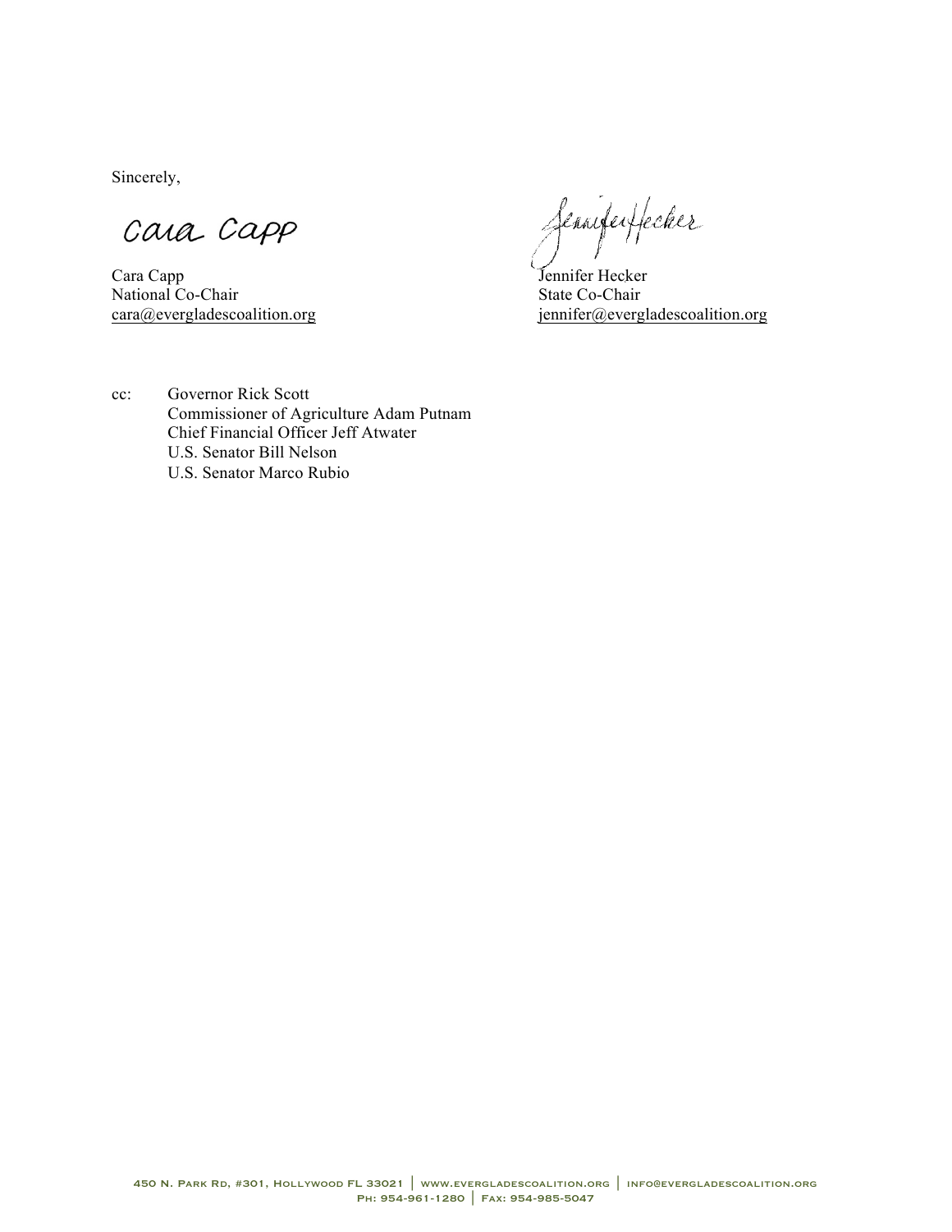Sincerely,

Cara Capp

Cara Capp
National Co-Chair
cara@evergladescoalition.org

Jennifer Hecker

Jennifer Hecker
State Co-Chair
jennifer@evergladescoalition.org

cc: Governor Rick Scott
Commissioner of Agriculture Adam Putnam
Chief Financial Officer Jeff Atwater
U.S. Senator Bill Nelson
U.S. Senator Marco Rubio

450 N. Park Rd, #301, Hollywood FL 33021 | www.evergladescoalition.org | info@evergladescoalition.org
Ph: 954-961-1280 | Fax: 954-985-5047